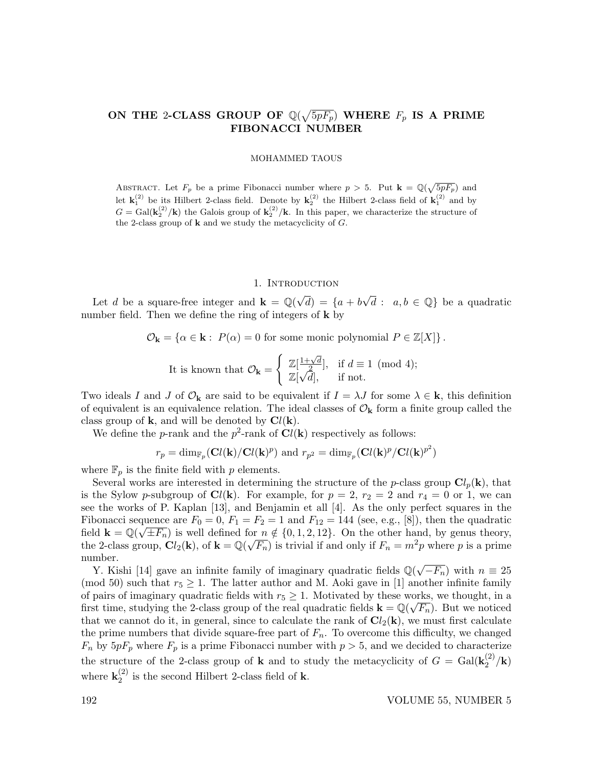# ON THE 2-CLASS GROUP OF $\mathbb{Q}(\sqrt{5pF_p})$ WHERE $F_p$ IS A PRIME FIBONACCI NUMBER

MOHAMMED TAOUS

Abstract. Let $F_p$ be a prime Fibonacci number where $p > 5$. Put $\mathbf{k} = \mathbb{Q}(\sqrt{5pF_p})$ and let $\mathbf{k}_1^{(2)}$ be its Hilbert 2-class field. Denote by $\mathbf{k}_2^{(2)}$ the Hilbert 2-class field of $\mathbf{k}_1^{(2)}$ and by $G = \mathrm{Gal}(\mathbf{k}_2^{(2)}/\mathbf{k})$ the Galois group of $\mathbf{k}_2^{(2)}/\mathbf{k}$. In this paper, we characterize the structure of the 2-class group of $\mathbf{k}$ and we study the metacyclicity of $G$.

## 1. Introduction

Let $d$ be a square-free integer and $\mathbf{k} = \mathbb{Q}(\sqrt{d}) = \{a + b\sqrt{d} : \ a, b \in \mathbb{Q}\}$ be a quadratic number field. Then we define the ring of integers of $\mathbf{k}$ by

$$\mathcal{O}_{\mathbf{k}} = \{\alpha \in \mathbf{k} : \ P(\alpha) = 0 \text{ for some monic polynomial } P \in \mathbb{Z}[X]\}.$$

$$\text{It is known that } \mathcal{O}_{\mathbf{k}} = \begin{cases} \mathbb{Z}[\frac{1+\sqrt{d}}{2}], & \text{if } d \equiv 1 \pmod 4; \\ \mathbb{Z}[\sqrt{d}], & \text{if not.} \end{cases}$$

Two ideals $I$ and $J$ of $\mathcal{O}_{\mathbf{k}}$ are said to be equivalent if $I = \lambda J$ for some $\lambda \in \mathbf{k}$, this definition of equivalent is an equivalence relation. The ideal classes of $\mathcal{O}_{\mathbf{k}}$ form a finite group called the class group of $\mathbf{k}$, and will be denoted by $\mathbf{C}l(\mathbf{k})$.

We define the $p$-rank and the $p^2$-rank of $\mathbf{C}l(\mathbf{k})$ respectively as follows:

$$r_p = \dim_{\mathbb{F}_p}(\mathbf{C}l(\mathbf{k})/\mathbf{C}l(\mathbf{k})^p) \text{ and } r_{p^2} = \dim_{\mathbb{F}_p}(\mathbf{C}l(\mathbf{k})^p/\mathbf{C}l(\mathbf{k})^{p^2})$$

where $\mathbb{F}_p$ is the finite field with $p$ elements.

Several works are interested in determining the structure of the $p$-class group $\mathbf{C}l_p(\mathbf{k})$, that is the Sylow $p$-subgroup of $\mathbf{C}l(\mathbf{k})$. For example, for $p = 2$, $r_2 = 2$ and $r_4 = 0$ or $1$, we can see the works of P. Kaplan [13], and Benjamin et all [4]. As the only perfect squares in the Fibonacci sequence are $F_0 = 0$, $F_1 = F_2 = 1$ and $F_{12} = 144$ (see, e.g., [8]), then the quadratic field $\mathbf{k} = \mathbb{Q}(\sqrt{\pm F_n})$ is well defined for $n \notin \{0, 1, 2, 12\}$. On the other hand, by genus theory, the 2-class group, $\mathbf{C}l_2(\mathbf{k})$, of $\mathbf{k} = \mathbb{Q}(\sqrt{F_n})$ is trivial if and only if $F_n = m^2 p$ where $p$ is a prime number.

Y. Kishi [14] gave an infinite family of imaginary quadratic fields $\mathbb{Q}(\sqrt{-F_n})$ with $n \equiv 25 \pmod{50}$ such that $r_5 \geq 1$. The latter author and M. Aoki gave in [1] another infinite family of pairs of imaginary quadratic fields with $r_5 \geq 1$. Motivated by these works, we thought, in a first time, studying the 2-class group of the real quadratic fields $\mathbf{k} = \mathbb{Q}(\sqrt{F_n})$. But we noticed that we cannot do it, in general, since to calculate the rank of $\mathbf{C}l_2(\mathbf{k})$, we must first calculate the prime numbers that divide square-free part of $F_n$. To overcome this difficulty, we changed $F_n$ by $5pF_p$ where $F_p$ is a prime Fibonacci number with $p > 5$, and we decided to characterize the structure of the 2-class group of $\mathbf{k}$ and to study the metacyclicity of $G = \mathrm{Gal}(\mathbf{k}_2^{(2)}/\mathbf{k})$ where $\mathbf{k}_2^{(2)}$ is the second Hilbert 2-class field of $\mathbf{k}$.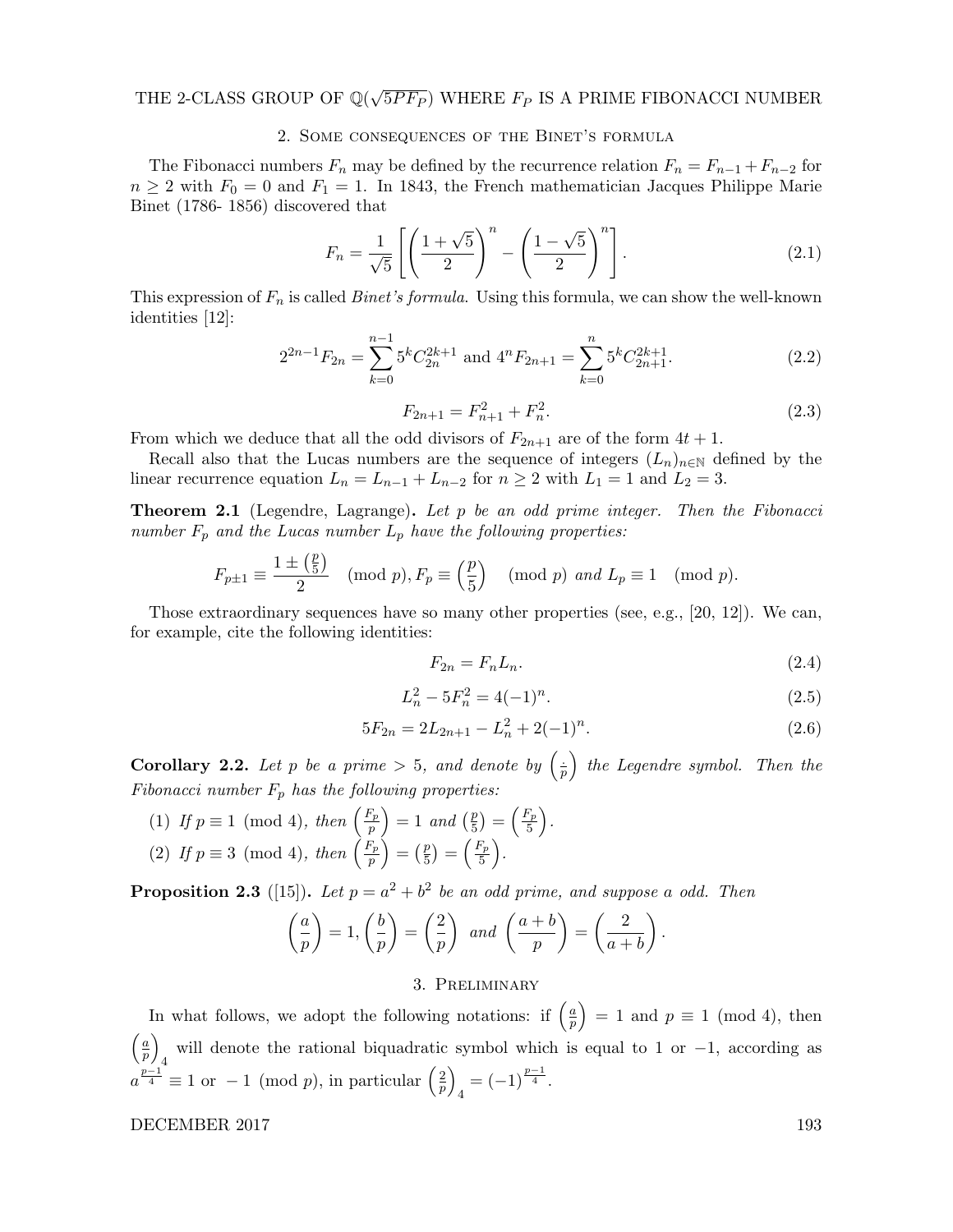## 2. Some consequences of the Binet's formula

The Fibonacci numbers $F_n$ may be defined by the recurrence relation $F_n = F_{n-1} + F_{n-2}$ for $n \geq 2$ with $F_0 = 0$ and $F_1 = 1$. In 1843, the French mathematician Jacques Philippe Marie Binet (1786- 1856) discovered that

$$F_n = \frac{1}{\sqrt{5}}\left[\left(\frac{1+\sqrt{5}}{2}\right)^n - \left(\frac{1-\sqrt{5}}{2}\right)^n\right]. \tag{2.1}$$

This expression of $F_n$ is called *Binet's formula*. Using this formula, we can show the well-known identities [12]:

$$2^{2n-1}F_{2n} = \sum_{k=0}^{n-1} 5^k C_{2n}^{2k+1} \text{ and } 4^n F_{2n+1} = \sum_{k=0}^{n} 5^k C_{2n+1}^{2k+1}. \tag{2.2}$$

$$F_{2n+1} = F_{n+1}^2 + F_n^2. \tag{2.3}$$

From which we deduce that all the odd divisors of $F_{2n+1}$ are of the form $4t+1$.

Recall also that the Lucas numbers are the sequence of integers $(L_n)_{n\in\mathbb{N}}$ defined by the linear recurrence equation $L_n = L_{n-1} + L_{n-2}$ for $n \geq 2$ with $L_1 = 1$ and $L_2 = 3$.

**Theorem 2.1** (Legendre, Lagrange)**.** *Let $p$ be an odd prime integer. Then the Fibonacci number $F_p$ and the Lucas number $L_p$ have the following properties:*

$$F_{p\pm1} \equiv \frac{1 \pm \left(\frac{p}{5}\right)}{2} \pmod{p}, F_p \equiv \left(\frac{p}{5}\right) \pmod{p} \text{ and } L_p \equiv 1 \pmod{p}.$$

Those extraordinary sequences have so many other properties (see, e.g., [20, 12]). We can, for example, cite the following identities:

$$F_{2n} = F_n L_n. \tag{2.4}$$

$$L_n^2 - 5F_n^2 = 4(-1)^n. \tag{2.5}$$

$$5F_{2n} = 2L_{2n+1} - L_n^2 + 2(-1)^n. \tag{2.6}$$

**Corollary 2.2.** *Let $p$ be a prime $> 5$, and denote by $\left(\frac{\cdot}{p}\right)$ the Legendre symbol. Then the Fibonacci number $F_p$ has the following properties:*

1. *If $p \equiv 1 \pmod 4$, then $\left(\frac{F_p}{p}\right) = 1$ and $\left(\frac{p}{5}\right) = \left(\frac{F_p}{5}\right)$.*
2. *If $p \equiv 3 \pmod 4$, then $\left(\frac{F_p}{p}\right) = \left(\frac{p}{5}\right) = \left(\frac{F_p}{5}\right)$.*

**Proposition 2.3** ([15])**.** *Let $p = a^2 + b^2$ be an odd prime, and suppose $a$ odd. Then*

$$\left(\frac{a}{p}\right) = 1, \left(\frac{b}{p}\right) = \left(\frac{2}{p}\right) \text{ and } \left(\frac{a+b}{p}\right) = \left(\frac{2}{a+b}\right).$$

## 3. Preliminary

In what follows, we adopt the following notations: if $\left(\frac{a}{p}\right) = 1$ and $p \equiv 1 \pmod 4$, then $\left(\frac{a}{p}\right)_4$ will denote the rational biquadratic symbol which is equal to 1 or $-1$, according as $a^{\frac{p-1}{4}} \equiv 1$ or $-1 \pmod p$, in particular $\left(\frac{2}{p}\right)_4 = (-1)^{\frac{p-1}{4}}$.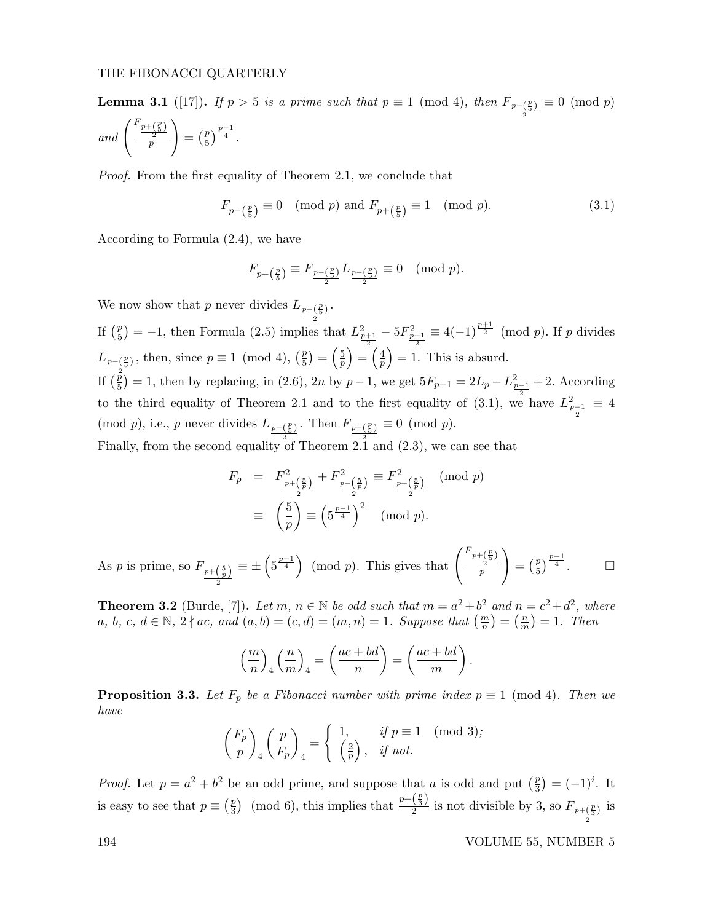**Lemma 3.1** ([17]). *If $p > 5$ is a prime such that $p \equiv 1 \pmod 4$, then $F_{\frac{p-(\frac{p}{5})}{2}} \equiv 0 \pmod p$ and $\left(\frac{F_{\frac{p+(\frac{p}{5})}{2}}}{p}\right) = \left(\frac{p}{5}\right)^{\frac{p-1}{4}}$.*

*Proof.* From the first equality of Theorem 2.1, we conclude that

$$F_{p-(\frac{p}{5})} \equiv 0 \pmod p \text{ and } F_{p+(\frac{p}{5})} \equiv 1 \pmod p. \tag{3.1}$$

According to Formula (2.4), we have

$$F_{p-(\frac{p}{5})} \equiv F_{\frac{p-(\frac{p}{5})}{2}} L_{\frac{p-(\frac{p}{5})}{2}} \equiv 0 \pmod p.$$

We now show that $p$ never divides $L_{\frac{p-(\frac{p}{5})}{2}}$.

If $\left(\frac{p}{5}\right) = -1$, then Formula (2.5) implies that $L^2_{\frac{p+1}{2}} - 5F^2_{\frac{p+1}{2}} \equiv 4(-1)^{\frac{p+1}{2}} \pmod p$. If $p$ divides $L_{\frac{p-(\frac{p}{5})}{2}}$, then, since $p \equiv 1 \pmod 4$, $\left(\frac{p}{5}\right) = \left(\frac{5}{p}\right) = \left(\frac{4}{p}\right) = 1$. This is absurd.

If $\left(\frac{p}{5}\right) = 1$, then by replacing, in (2.6), $2n$ by $p-1$, we get $5F_{p-1} = 2L_p - L^2_{\frac{p-1}{2}} + 2$. According to the third equality of Theorem 2.1 and to the first equality of (3.1), we have $L^2_{\frac{p-1}{2}} \equiv 4 \pmod p$, i.e., $p$ never divides $L_{\frac{p-(\frac{p}{5})}{2}}$. Then $F_{\frac{p-(\frac{p}{5})}{2}} \equiv 0 \pmod p$.

Finally, from the second equality of Theorem 2.1 and (2.3), we can see that

$$\begin{aligned} F_p &= F^2_{\frac{p+(\frac{5}{p})}{2}} + F^2_{\frac{p-(\frac{5}{p})}{2}} \equiv F^2_{\frac{p+(\frac{5}{p})}{2}} \pmod p \\ &\equiv \left(\frac{5}{p}\right) \equiv \left(5^{\frac{p-1}{4}}\right)^2 \pmod p. \end{aligned}$$

As $p$ is prime, so $F_{\frac{p+(\frac{5}{p})}{2}} \equiv \pm\left(5^{\frac{p-1}{4}}\right) \pmod p$. This gives that $\left(\frac{F_{\frac{p+(\frac{p}{5})}{2}}}{p}\right) = \left(\frac{p}{5}\right)^{\frac{p-1}{4}}$. □

**Theorem 3.2** (Burde, [7]). *Let $m, n \in \mathbb{N}$ be odd such that $m = a^2+b^2$ and $n = c^2+d^2$, where $a, b, c, d \in \mathbb{N}$, $2 \nmid ac$, and $(a,b) = (c,d) = (m,n) = 1$. Suppose that $\left(\frac{m}{n}\right) = \left(\frac{n}{m}\right) = 1$. Then*

$$\left(\frac{m}{n}\right)_4 \left(\frac{n}{m}\right)_4 = \left(\frac{ac+bd}{n}\right) = \left(\frac{ac+bd}{m}\right).$$

**Proposition 3.3.** *Let $F_p$ be a Fibonacci number with prime index $p \equiv 1 \pmod 4$. Then we have*

$$\left(\frac{F_p}{p}\right)_4 \left(\frac{p}{F_p}\right)_4 = \begin{cases} 1, & \text{if } p \equiv 1 \pmod 3; \\ \left(\frac{2}{p}\right), & \text{if not.} \end{cases}$$

*Proof.* Let $p = a^2 + b^2$ be an odd prime, and suppose that $a$ is odd and put $\left(\frac{p}{3}\right) = (-1)^i$. It is easy to see that $p \equiv \left(\frac{p}{3}\right) \pmod 6$, this implies that $\frac{p+(\frac{p}{3})}{2}$ is not divisible by 3, so $F_{\frac{p+(\frac{p}{3})}{2}}$ is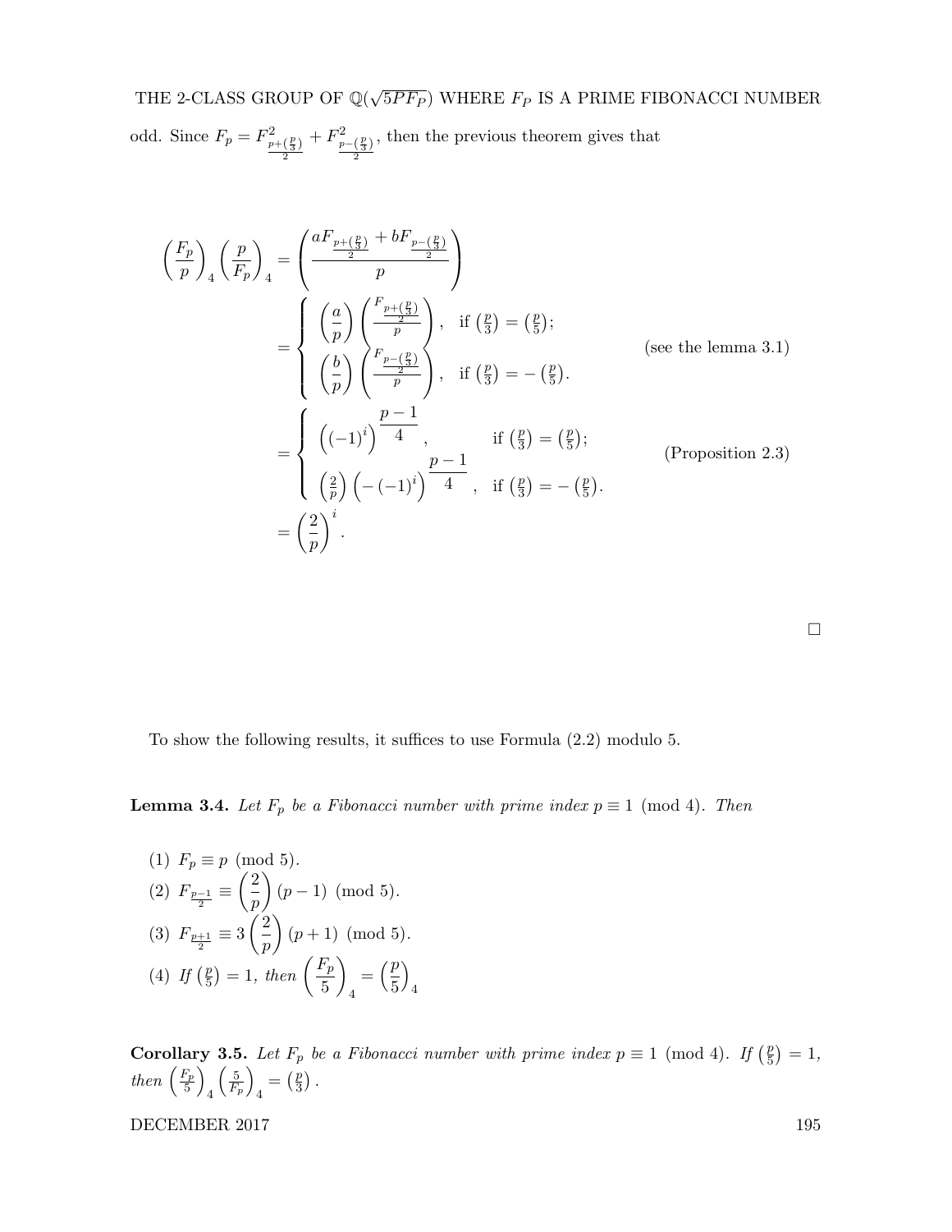odd. Since $F_p = F^2_{\frac{p+\left(\frac{p}{3}\right)}{2}} + F^2_{\frac{p-\left(\frac{p}{3}\right)}{2}}$, then the previous theorem gives that

$$
\begin{aligned}
\left(\frac{F_p}{p}\right)_4 \left(\frac{p}{F_p}\right)_4 &= \left(\frac{aF_{\frac{p+\left(\frac{p}{3}\right)}{2}} + bF_{\frac{p-\left(\frac{p}{3}\right)}{2}}}{p}\right) \\
&= \begin{cases} \left(\dfrac{a}{p}\right)\left(\dfrac{F_{\frac{p+\left(\frac{p}{3}\right)}{2}}}{p}\right), & \text{if } \left(\frac{p}{3}\right) = \left(\frac{p}{5}\right); \\ \left(\dfrac{b}{p}\right)\left(\dfrac{F_{\frac{p-\left(\frac{p}{3}\right)}{2}}}{p}\right), & \text{if } \left(\frac{p}{3}\right) = -\left(\frac{p}{5}\right). \end{cases} && \text{(see the lemma 3.1)} \\
&= \begin{cases} \left((-1)^i\right)^{\dfrac{p-1}{4}}, & \text{if } \left(\frac{p}{3}\right) = \left(\frac{p}{5}\right); \\ \left(\frac{2}{p}\right)\left(-(-1)^i\right)^{\dfrac{p-1}{4}}, & \text{if } \left(\frac{p}{3}\right) = -\left(\frac{p}{5}\right). \end{cases} && \text{(Proposition 2.3)} \\
&= \left(\frac{2}{p}\right)^i.
\end{aligned}
$$

□

To show the following results, it suffices to use Formula (2.2) modulo 5.

**Lemma 3.4.** *Let $F_p$ be a Fibonacci number with prime index $p \equiv 1 \pmod 4$. Then*

1. $F_p \equiv p \pmod 5$.
2. $F_{\frac{p-1}{2}} \equiv \left(\dfrac{2}{p}\right)(p-1) \pmod 5$.
3. $F_{\frac{p+1}{2}} \equiv 3\left(\dfrac{2}{p}\right)(p+1) \pmod 5$.
4. *If* $\left(\frac{p}{5}\right) = 1$, *then* $\left(\dfrac{F_p}{5}\right)_4 = \left(\dfrac{p}{5}\right)_4$

**Corollary 3.5.** *Let $F_p$ be a Fibonacci number with prime index $p \equiv 1 \pmod 4$. If $\left(\frac{p}{5}\right) = 1$, then $\left(\frac{F_p}{5}\right)_4 \left(\frac{5}{F_p}\right)_4 = \left(\frac{p}{3}\right)$.*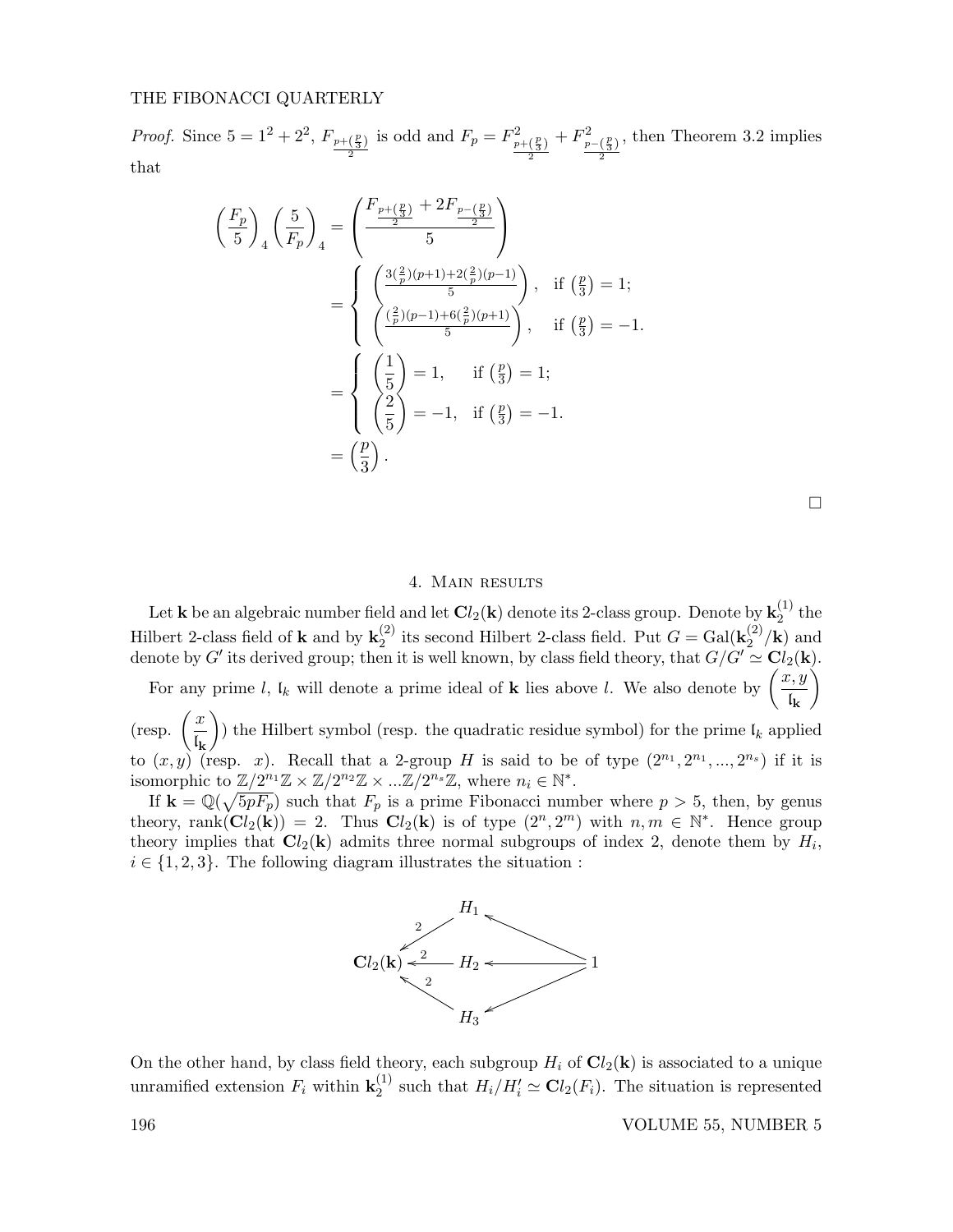*Proof.* Since $5 = 1^2 + 2^2$, $F_{\frac{p+(\frac{p}{3})}{2}}$ is odd and $F_p = F^2_{\frac{p+(\frac{p}{3})}{2}} + F^2_{\frac{p-(\frac{p}{3})}{2}}$, then Theorem 3.2 implies that

$$
\begin{aligned}
\left(\frac{F_p}{5}\right)_4 \left(\frac{5}{F_p}\right)_4 &= \left(\frac{F_{\frac{p+(\frac{p}{3})}{2}} + 2F_{\frac{p-(\frac{p}{3})}{2}}}{5}\right) \\
&= \begin{cases} \left(\frac{3(\frac{2}{p})(p+1)+2(\frac{2}{p})(p-1)}{5}\right), & \text{if } \left(\frac{p}{3}\right) = 1; \\ \left(\frac{(\frac{2}{p})(p-1)+6(\frac{2}{p})(p+1)}{5}\right), & \text{if } \left(\frac{p}{3}\right) = -1. \end{cases} \\
&= \begin{cases} \left(\frac{1}{5}\right) = 1, & \text{if } \left(\frac{p}{3}\right) = 1; \\ \left(\frac{2}{5}\right) = -1, & \text{if } \left(\frac{p}{3}\right) = -1. \end{cases} \\
&= \left(\frac{p}{3}\right).
\end{aligned}
$$

□

## 4. Main results

Let $\mathbf{k}$ be an algebraic number field and let $\mathbf{C}l_2(\mathbf{k})$ denote its 2-class group. Denote by $\mathbf{k}_2^{(1)}$ the Hilbert 2-class field of $\mathbf{k}$ and by $\mathbf{k}_2^{(2)}$ its second Hilbert 2-class field. Put $G = \text{Gal}(\mathbf{k}_2^{(2)}/\mathbf{k})$ and denote by $G'$ its derived group; then it is well known, by class field theory, that $G/G' \simeq \mathbf{C}l_2(\mathbf{k})$.

For any prime $l$, $\mathfrak{l}_k$ will denote a prime ideal of $\mathbf{k}$ lies above $l$. We also denote by $\left(\frac{x,y}{\mathfrak{l}_\mathbf{k}}\right)$ (resp. $\left(\frac{x}{\mathfrak{l}_\mathbf{k}}\right)$) the Hilbert symbol (resp. the quadratic residue symbol) for the prime $\mathfrak{l}_k$ applied to $(x, y)$ (resp. $x$). Recall that a 2-group $H$ is said to be of type $(2^{n_1}, 2^{n_1}, ..., 2^{n_s})$ if it is isomorphic to $\mathbb{Z}/2^{n_1}\mathbb{Z} \times \mathbb{Z}/2^{n_2}\mathbb{Z} \times ...\mathbb{Z}/2^{n_s}\mathbb{Z}$, where $n_i \in \mathbb{N}^*$.

If $\mathbf{k} = \mathbb{Q}(\sqrt{5pF_p})$ such that $F_p$ is a prime Fibonacci number where $p > 5$, then, by genus theory, $\text{rank}(\mathbf{C}l_2(\mathbf{k})) = 2$. Thus $\mathbf{C}l_2(\mathbf{k})$ is of type $(2^n, 2^m)$ with $n, m \in \mathbb{N}^*$. Hence group theory implies that $\mathbf{C}l_2(\mathbf{k})$ admits three normal subgroups of index 2, denote them by $H_i$, $i \in \{1, 2, 3\}$. The following diagram illustrates the situation :

$H_1$
2
$\mathbf{C}l_2(\mathbf{k})$ 2 $H_2$ 1
2
$H_3$

On the other hand, by class field theory, each subgroup $H_i$ of $\mathbf{C}l_2(\mathbf{k})$ is associated to a unique unramified extension $F_i$ within $\mathbf{k}_2^{(1)}$ such that $H_i/H_i' \simeq \mathbf{C}l_2(F_i)$. The situation is represented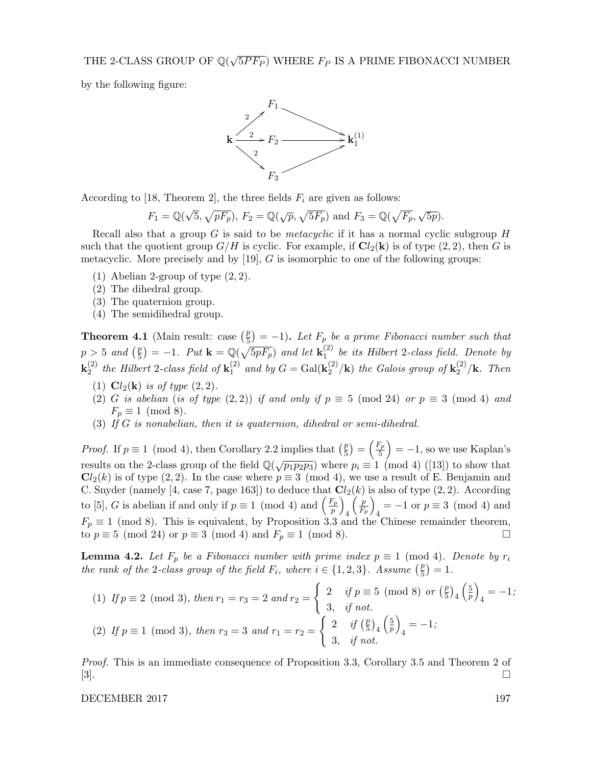by the following figure:

$$\begin{array}{ccccc} & & F_1 & & \\ & \overset{2}{\nearrow} & & \searrow & \\ \mathbf{k} & \xrightarrow{2} & F_2 & \longrightarrow & \mathbf{k}_1^{(1)} \\ & \underset{2}{\searrow} & & \nearrow & \\ & & F_3 & & \end{array}$$

According to [18, Theorem 2], the three fields $F_i$ are given as follows:

$$F_1 = \mathbb{Q}(\sqrt{5}, \sqrt{pF_p}),\ F_2 = \mathbb{Q}(\sqrt{p}, \sqrt{5F_p}) \text{ and } F_3 = \mathbb{Q}(\sqrt{F_p}, \sqrt{5p}).$$

Recall also that a group $G$ is said to be *metacyclic* if it has a normal cyclic subgroup $H$ such that the quotient group $G/H$ is cyclic. For example, if $\mathbf{Cl}_2(\mathbf{k})$ is of type $(2,2)$, then $G$ is metacyclic. More precisely and by [19], $G$ is isomorphic to one of the following groups:

1. Abelian 2-group of type $(2,2)$.
2. The dihedral group.
3. The quaternion group.
4. The semidihedral group.

**Theorem 4.1** (Main result: case $\left(\frac{p}{5}\right) = -1$)**.** *Let $F_p$ be a prime Fibonacci number such that $p > 5$ and $\left(\frac{p}{5}\right) = -1$. Put $\mathbf{k} = \mathbb{Q}(\sqrt{5pF_p})$ and let $\mathbf{k}_1^{(2)}$ be its Hilbert 2-class field. Denote by $\mathbf{k}_2^{(2)}$ the Hilbert 2-class field of $\mathbf{k}_1^{(2)}$ and by $G = \mathrm{Gal}(\mathbf{k}_2^{(2)}/\mathbf{k})$ the Galois group of $\mathbf{k}_2^{(2)}/\mathbf{k}$. Then*

1. *$\mathbf{Cl}_2(\mathbf{k})$ is of type $(2,2)$.*
2. *$G$ is abelian (is of type $(2,2)$) if and only if $p \equiv 5 \pmod{24}$ or $p \equiv 3 \pmod 4$ and $F_p \equiv 1 \pmod 8$.*
3. *If $G$ is nonabelian, then it is quaternion, dihedral or semi-dihedral.*

*Proof.* If $p \equiv 1 \pmod 4$, then Corollary 2.2 implies that $\left(\frac{p}{5}\right) = \left(\frac{F_p}{5}\right) = -1$, so we use Kaplan's results on the 2-class group of the field $\mathbb{Q}(\sqrt{p_1p_2p_3})$ where $p_i \equiv 1 \pmod 4$ ([13]) to show that $\mathbf{Cl}_2(k)$ is of type $(2,2)$. In the case where $p \equiv 3 \pmod 4$, we use a result of E. Benjamin and C. Snyder (namely [4, case 7, page 163]) to deduce that $\mathbf{Cl}_2(k)$ is also of type $(2,2)$. According to [5], $G$ is abelian if and only if $p \equiv 1 \pmod 4$ and $\left(\frac{F_p}{p}\right)_4 \left(\frac{p}{F_p}\right)_4 = -1$ or $p \equiv 3 \pmod 4$ and $F_p \equiv 1 \pmod 8$. This is equivalent, by Proposition 3.3 and the Chinese remainder theorem, to $p \equiv 5 \pmod{24}$ or $p \equiv 3 \pmod 4$ and $F_p \equiv 1 \pmod 8$. $\square$

**Lemma 4.2.** *Let $F_p$ be a Fibonacci number with prime index $p \equiv 1 \pmod 4$. Denote by $r_i$ the rank of the 2-class group of the field $F_i$, where $i \in \{1,2,3\}$. Assume $\left(\frac{p}{5}\right) = 1$.*

1. *If $p \equiv 2 \pmod 3$, then $r_1 = r_3 = 2$ and* $r_2 = \begin{cases} 2 & \text{if } p \equiv 5 \pmod 8 \text{ or } \left(\frac{p}{5}\right)_4 \left(\frac{5}{p}\right)_4 = -1; \\ 3, & \text{if not.} \end{cases}$
2. *If $p \equiv 1 \pmod 3$, then $r_3 = 3$ and* $r_1 = r_2 = \begin{cases} 2 & \text{if } \left(\frac{p}{5}\right)_4 \left(\frac{5}{p}\right)_4 = -1; \\ 3, & \text{if not.} \end{cases}$

*Proof.* This is an immediate consequence of Proposition 3.3, Corollary 3.5 and Theorem 2 of [3]. $\square$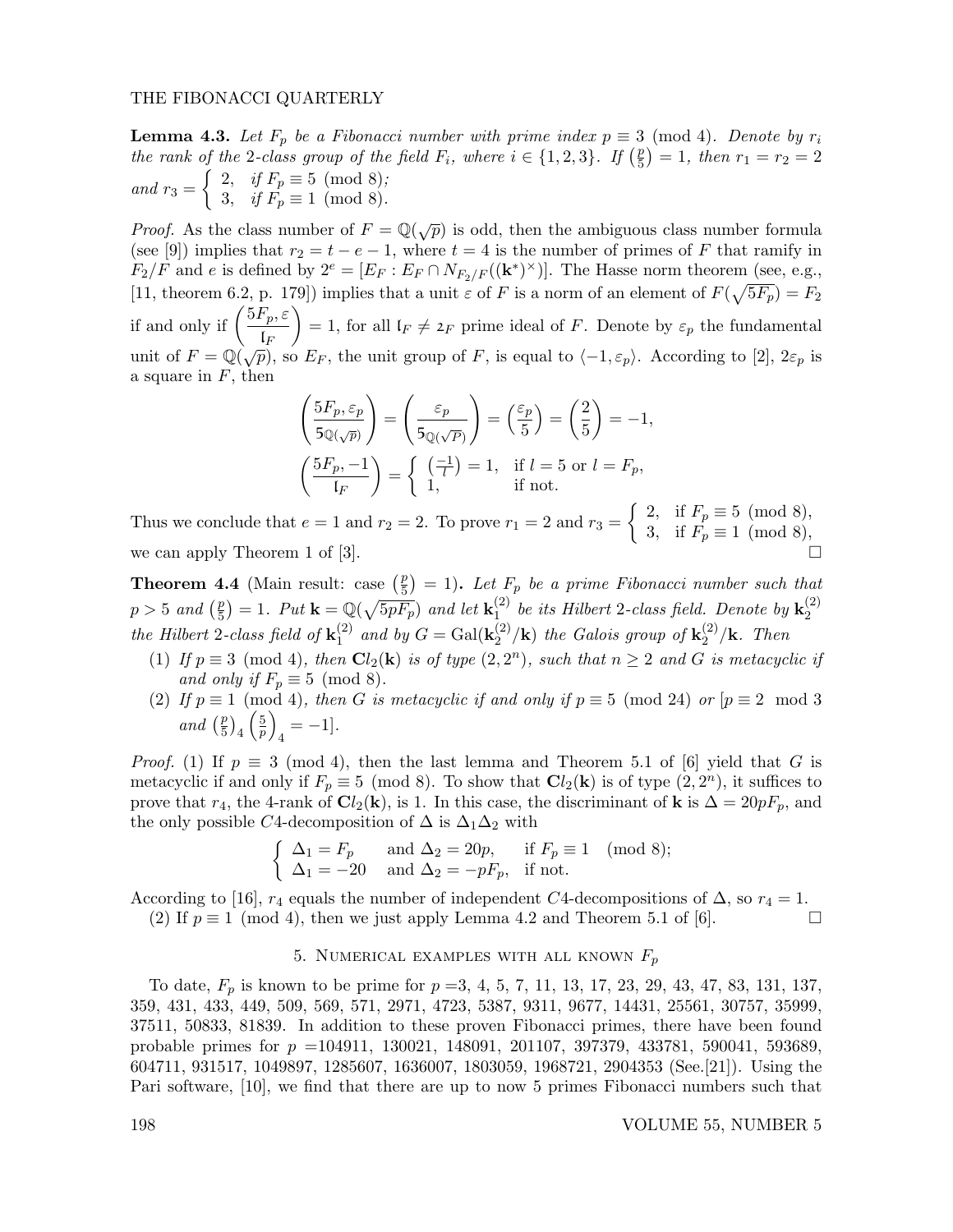**Lemma 4.3.** *Let $F_p$ be a Fibonacci number with prime index $p \equiv 3 \pmod 4$. Denote by $r_i$ the rank of the 2-class group of the field $F_i$, where $i \in \{1, 2, 3\}$. If $\left(\frac{p}{5}\right) = 1$, then $r_1 = r_2 = 2$ and $r_3 = \begin{cases} 2, & \text{if } F_p \equiv 5 \pmod 8; \\ 3, & \text{if } F_p \equiv 1 \pmod 8. \end{cases}$*

*Proof.* As the class number of $F = \mathbb{Q}(\sqrt{p})$ is odd, then the ambiguous class number formula (see [9]) implies that $r_2 = t - e - 1$, where $t = 4$ is the number of primes of $F$ that ramify in $F_2/F$ and $e$ is defined by $2^e = [E_F : E_F \cap N_{F_2/F}((\mathbf{k}^*)^\times)]$. The Hasse norm theorem (see, e.g., [11, theorem 6.2, p. 179]) implies that a unit $\varepsilon$ of $F$ is a norm of an element of $F(\sqrt{5F_p}) = F_2$ if and only if $\left(\frac{5F_p, \varepsilon}{\mathfrak{l}_F}\right) = 1$, for all $\mathfrak{l}_F \neq \mathfrak{2}_F$ prime ideal of $F$. Denote by $\varepsilon_p$ the fundamental unit of $F = \mathbb{Q}(\sqrt{p})$, so $E_F$, the unit group of $F$, is equal to $\langle -1, \varepsilon_p \rangle$. According to [2], $2\varepsilon_p$ is a square in $F$, then

$$\left(\frac{5F_p, \varepsilon_p}{5_{\mathbb{Q}(\sqrt{p})}}\right) = \left(\frac{\varepsilon_p}{5_{\mathbb{Q}(\sqrt{P})}}\right) = \left(\frac{\varepsilon_p}{5}\right) = \left(\frac{2}{5}\right) = -1,$$

$$\left(\frac{5F_p, -1}{\mathfrak{l}_F}\right) = \begin{cases} \left(\frac{-1}{l}\right) = 1, & \text{if } l = 5 \text{ or } l = F_p, \\ 1, & \text{if not.} \end{cases}$$

Thus we conclude that $e = 1$ and $r_2 = 2$. To prove $r_1 = 2$ and $r_3 = \begin{cases} 2, & \text{if } F_p \equiv 5 \pmod 8, \\ 3, & \text{if } F_p \equiv 1 \pmod 8, \end{cases}$ we can apply Theorem 1 of [3]. □

**Theorem 4.4** (Main result: case $\left(\frac{p}{5}\right) = 1$)**.** *Let $F_p$ be a prime Fibonacci number such that $p > 5$ and $\left(\frac{p}{5}\right) = 1$. Put $\mathbf{k} = \mathbb{Q}(\sqrt{5pF_p})$ and let $\mathbf{k}_1^{(2)}$ be its Hilbert 2-class field. Denote by $\mathbf{k}_2^{(2)}$ the Hilbert 2-class field of $\mathbf{k}_1^{(2)}$ and by $G = \mathrm{Gal}(\mathbf{k}_2^{(2)}/\mathbf{k})$ the Galois group of $\mathbf{k}_2^{(2)}/\mathbf{k}$. Then*

1. *If $p \equiv 3 \pmod 4$, then $\mathbf{C}l_2(\mathbf{k})$ is of type $(2, 2^n)$, such that $n \geq 2$ and $G$ is metacyclic if and only if $F_p \equiv 5 \pmod 8$.*
2. *If $p \equiv 1 \pmod 4$, then $G$ is metacyclic if and only if $p \equiv 5 \pmod{24}$ or $[p \equiv 2 \mod 3$ and $\left(\frac{p}{5}\right)_4 \left(\frac{5}{p}\right)_4 = -1]$.*

*Proof.* (1) If $p \equiv 3 \pmod 4$, then the last lemma and Theorem 5.1 of [6] yield that $G$ is metacyclic if and only if $F_p \equiv 5 \pmod 8$. To show that $\mathbf{C}l_2(\mathbf{k})$ is of type $(2, 2^n)$, it suffices to prove that $r_4$, the 4-rank of $\mathbf{C}l_2(\mathbf{k})$, is 1. In this case, the discriminant of $\mathbf{k}$ is $\Delta = 20pF_p$, and the only possible $C4$-decomposition of $\Delta$ is $\Delta_1\Delta_2$ with

$$\begin{cases} \Delta_1 = F_p & \text{and } \Delta_2 = 20p, \quad \text{if } F_p \equiv 1 \pmod 8; \\ \Delta_1 = -20 & \text{and } \Delta_2 = -pF_p, \quad \text{if not.} \end{cases}$$

According to [16], $r_4$ equals the number of independent $C4$-decompositions of $\Delta$, so $r_4 = 1$.

(2) If $p \equiv 1 \pmod 4$, then we just apply Lemma 4.2 and Theorem 5.1 of [6]. □

## 5. Numerical examples with all known $F_p$

To date, $F_p$ is known to be prime for $p$ =3, 4, 5, 7, 11, 13, 17, 23, 29, 43, 47, 83, 131, 137, 359, 431, 433, 449, 509, 569, 571, 2971, 4723, 5387, 9311, 9677, 14431, 25561, 30757, 35999, 37511, 50833, 81839. In addition to these proven Fibonacci primes, there have been found probable primes for $p$ =104911, 130021, 148091, 201107, 397379, 433781, 590041, 593689, 604711, 931517, 1049897, 1285607, 1636007, 1803059, 1968721, 2904353 (See.[21]). Using the Pari software, [10], we find that there are up to now 5 primes Fibonacci numbers such that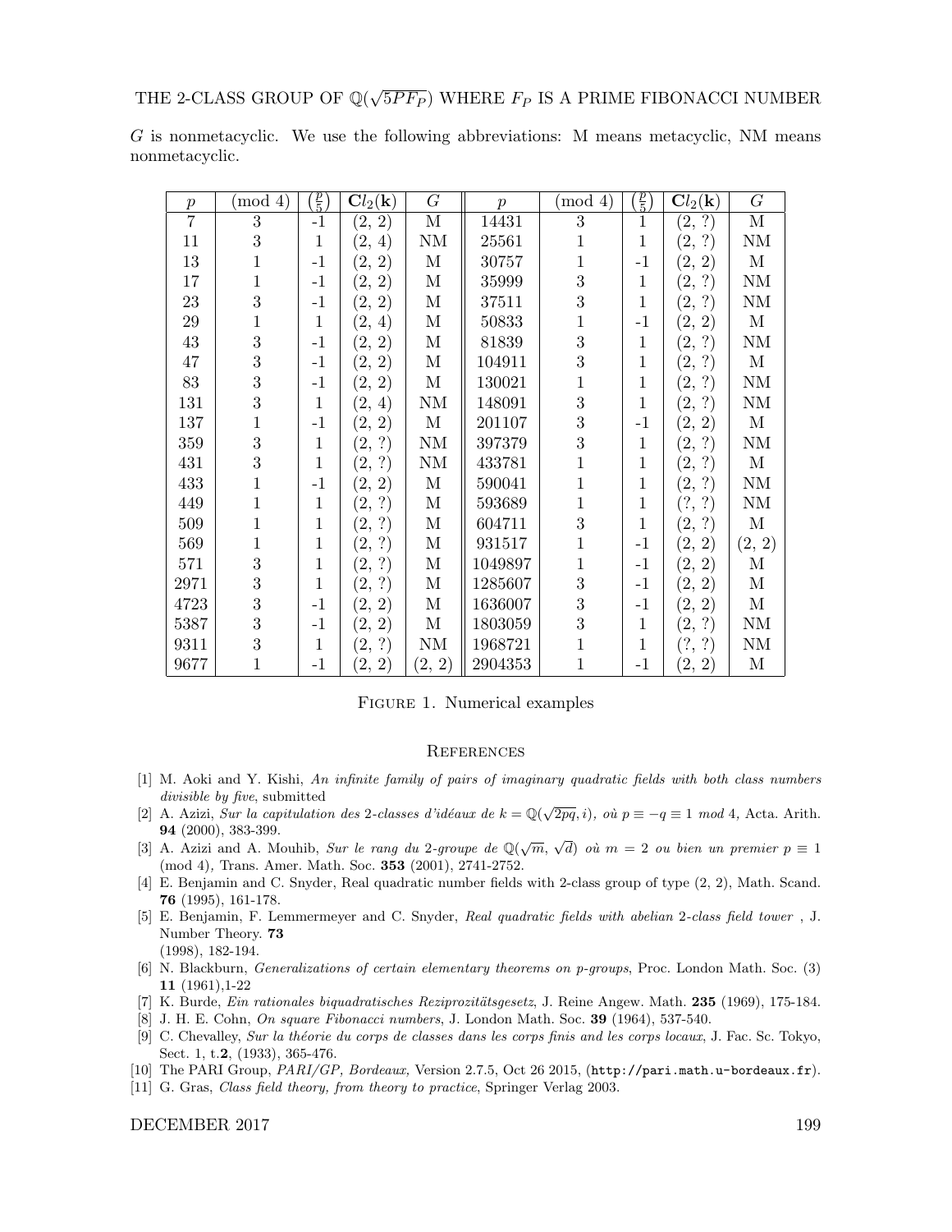$G$ is nonmetacyclic. We use the following abbreviations: M means metacyclic, NM means nonmetacyclic.

| $p$ | (mod 4) | $\left(\frac{p}{5}\right)$ | $\mathbf{Cl}_2(\mathbf{k})$ | $G$ | $p$ | (mod 4) | $\left(\frac{p}{5}\right)$ | $\mathbf{Cl}_2(\mathbf{k})$ | $G$ |
|---|---|---|---|---|---|---|---|---|---|
| 7 | 3 | -1 | (2, 2) | M | 14431 | 3 | 1 | (2, ?) | M |
| 11 | 3 | 1 | (2, 4) | NM | 25561 | 1 | 1 | (2, ?) | NM |
| 13 | 1 | -1 | (2, 2) | M | 30757 | 1 | -1 | (2, 2) | M |
| 17 | 1 | -1 | (2, 2) | M | 35999 | 3 | 1 | (2, ?) | NM |
| 23 | 3 | -1 | (2, 2) | M | 37511 | 3 | 1 | (2, ?) | NM |
| 29 | 1 | 1 | (2, 4) | M | 50833 | 1 | -1 | (2, 2) | M |
| 43 | 3 | -1 | (2, 2) | M | 81839 | 3 | 1 | (2, ?) | NM |
| 47 | 3 | -1 | (2, 2) | M | 104911 | 3 | 1 | (2, ?) | M |
| 83 | 3 | -1 | (2, 2) | M | 130021 | 1 | 1 | (2, ?) | NM |
| 131 | 3 | 1 | (2, 4) | NM | 148091 | 3 | 1 | (2, ?) | NM |
| 137 | 1 | -1 | (2, 2) | M | 201107 | 3 | -1 | (2, 2) | M |
| 359 | 3 | 1 | (2, ?) | NM | 397379 | 3 | 1 | (2, ?) | NM |
| 431 | 3 | 1 | (2, ?) | NM | 433781 | 1 | 1 | (2, ?) | M |
| 433 | 1 | -1 | (2, 2) | M | 590041 | 1 | 1 | (2, ?) | NM |
| 449 | 1 | 1 | (2, ?) | M | 593689 | 1 | 1 | (?, ?) | NM |
| 509 | 1 | 1 | (2, ?) | M | 604711 | 3 | 1 | (2, ?) | M |
| 569 | 1 | 1 | (2, ?) | M | 931517 | 1 | -1 | (2, 2) | (2, 2) |
| 571 | 3 | 1 | (2, ?) | M | 1049897 | 1 | -1 | (2, 2) | M |
| 2971 | 3 | 1 | (2, ?) | M | 1285607 | 3 | -1 | (2, 2) | M |
| 4723 | 3 | -1 | (2, 2) | M | 1636007 | 3 | -1 | (2, 2) | M |
| 5387 | 3 | -1 | (2, 2) | M | 1803059 | 3 | 1 | (2, ?) | NM |
| 9311 | 3 | 1 | (2, ?) | NM | 1968721 | 1 | 1 | (?, ?) | NM |
| 9677 | 1 | -1 | (2, 2) | (2, 2) | 2904353 | 1 | -1 | (2, 2) | M |

Figure 1. Numerical examples

## References

[1] M. Aoki and Y. Kishi, *An infinite family of pairs of imaginary quadratic fields with both class numbers divisible by five*, submitted

[2] A. Azizi, *Sur la capitulation des 2-classes d'idéaux de $k = \mathbb{Q}(\sqrt{2pq}, i)$, où $p \equiv -q \equiv 1$ mod 4*, Acta. Arith. **94** (2000), 383-399.

[3] A. Azizi and A. Mouhib, *Sur le rang du 2-groupe de $\mathbb{Q}(\sqrt{m}, \sqrt{d})$ où $m = 2$ ou bien un premier $p \equiv 1$ (mod 4)*, Trans. Amer. Math. Soc. **353** (2001), 2741-2752.

[4] E. Benjamin and C. Snyder, Real quadratic number fields with 2-class group of type (2, 2), Math. Scand. **76** (1995), 161-178.

[5] E. Benjamin, F. Lemmermeyer and C. Snyder, *Real quadratic fields with abelian 2-class field tower* , J. Number Theory. **73** (1998), 182-194.

[6] N. Blackburn, *Generalizations of certain elementary theorems on p-groups*, Proc. London Math. Soc. (3) **11** (1961),1-22

[7] K. Burde, *Ein rationales biquadratisches Reziprozitätsgesetz*, J. Reine Angew. Math. **235** (1969), 175-184.

[8] J. H. E. Cohn, *On square Fibonacci numbers*, J. London Math. Soc. **39** (1964), 537-540.

[9] C. Chevalley, *Sur la théorie du corps de classes dans les corps finis and les corps locaux*, J. Fac. Sc. Tokyo, Sect. 1, t.**2**, (1933), 365-476.

[10] The PARI Group, *PARI/GP, Bordeaux,* Version 2.7.5, Oct 26 2015, (http://pari.math.u-bordeaux.fr).

[11] G. Gras, *Class field theory, from theory to practice*, Springer Verlag 2003.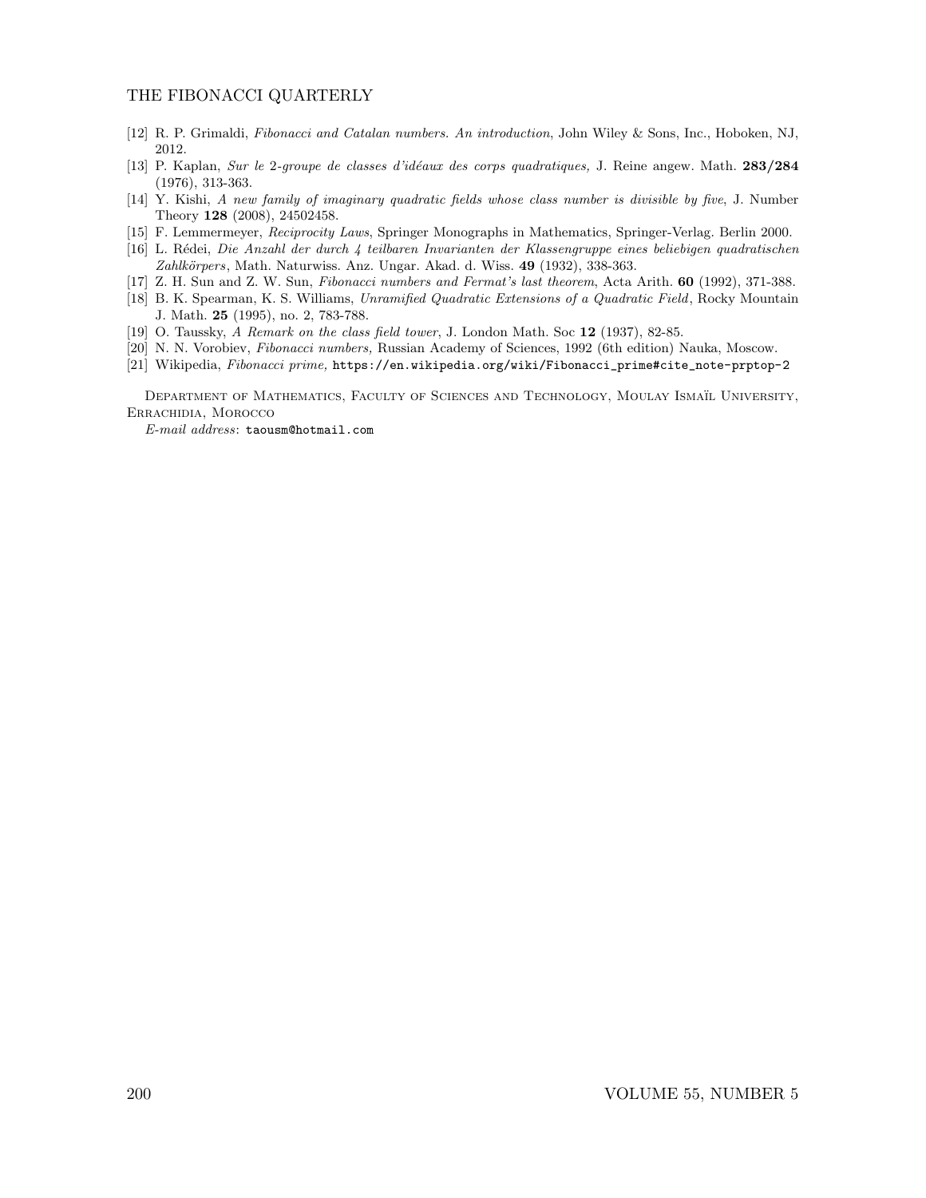[12] R. P. Grimaldi, *Fibonacci and Catalan numbers. An introduction*, John Wiley & Sons, Inc., Hoboken, NJ, 2012.

[13] P. Kaplan, *Sur le 2-groupe de classes d'idéaux des corps quadratiques,* J. Reine angew. Math. **283/284** (1976), 313-363.

[14] Y. Kishi, *A new family of imaginary quadratic fields whose class number is divisible by five*, J. Number Theory **128** (2008), 24502458.

[15] F. Lemmermeyer, *Reciprocity Laws*, Springer Monographs in Mathematics, Springer-Verlag. Berlin 2000.

[16] L. Rédei, *Die Anzahl der durch 4 teilbaren Invarianten der Klassengruppe eines beliebigen quadratischen Zahlkörpers*, Math. Naturwiss. Anz. Ungar. Akad. d. Wiss. **49** (1932), 338-363.

[17] Z. H. Sun and Z. W. Sun, *Fibonacci numbers and Fermat's last theorem*, Acta Arith. **60** (1992), 371-388.

[18] B. K. Spearman, K. S. Williams, *Unramified Quadratic Extensions of a Quadratic Field*, Rocky Mountain J. Math. **25** (1995), no. 2, 783-788.

[19] O. Taussky, *A Remark on the class field tower*, J. London Math. Soc **12** (1937), 82-85.

[20] N. N. Vorobiev, *Fibonacci numbers,* Russian Academy of Sciences, 1992 (6th edition) Nauka, Moscow.

[21] Wikipedia, *Fibonacci prime,* `https://en.wikipedia.org/wiki/Fibonacci_prime#cite_note-prptop-2`

Department of Mathematics, Faculty of Sciences and Technology, Moulay Ismaïl University, Errachidia, Morocco

*E-mail address*: `taousm@hotmail.com`